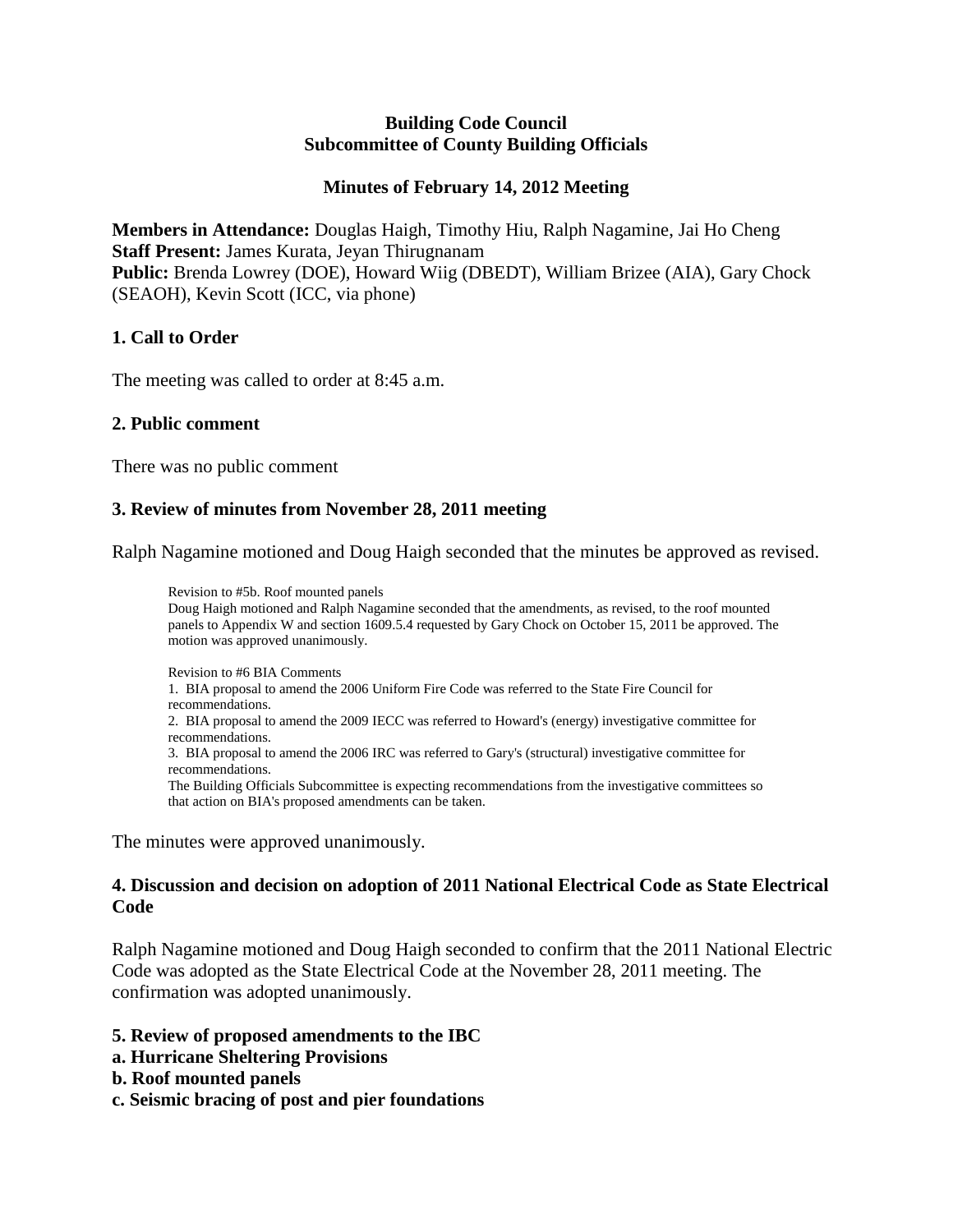# Building Code Council
# Subcommittee of County Building Officials

## Minutes of February 14, 2012 Meeting

**Members in Attendance:** Douglas Haigh, Timothy Hiu, Ralph Nagamine, Jai Ho Cheng
**Staff Present:** James Kurata, Jeyan Thirugnanam
**Public:** Brenda Lowrey (DOE), Howard Wiig (DBEDT), William Brizee (AIA), Gary Chock (SEAOH), Kevin Scott (ICC, via phone)

### 1. Call to Order

The meeting was called to order at 8:45 a.m.

### 2. Public comment

There was no public comment

### 3. Review of minutes from November 28, 2011 meeting

Ralph Nagamine motioned and Doug Haigh seconded that the minutes be approved as revised.

> Revision to #5b. Roof mounted panels
> Doug Haigh motioned and Ralph Nagamine seconded that the amendments, as revised, to the roof mounted panels to Appendix W and section 1609.5.4 requested by Gary Chock on October 15, 2011 be approved. The motion was approved unanimously.
>
> Revision to #6 BIA Comments
> 1. BIA proposal to amend the 2006 Uniform Fire Code was referred to the State Fire Council for recommendations.
> 2. BIA proposal to amend the 2009 IECC was referred to Howard's (energy) investigative committee for recommendations.
> 3. BIA proposal to amend the 2006 IRC was referred to Gary's (structural) investigative committee for recommendations.
> The Building Officials Subcommittee is expecting recommendations from the investigative committees so that action on BIA's proposed amendments can be taken.

The minutes were approved unanimously.

### 4. Discussion and decision on adoption of 2011 National Electrical Code as State Electrical Code

Ralph Nagamine motioned and Doug Haigh seconded to confirm that the 2011 National Electric Code was adopted as the State Electrical Code at the November 28, 2011 meeting. The confirmation was adopted unanimously.

### 5. Review of proposed amendments to the IBC
**a. Hurricane Sheltering Provisions**
**b. Roof mounted panels**
**c. Seismic bracing of post and pier foundations**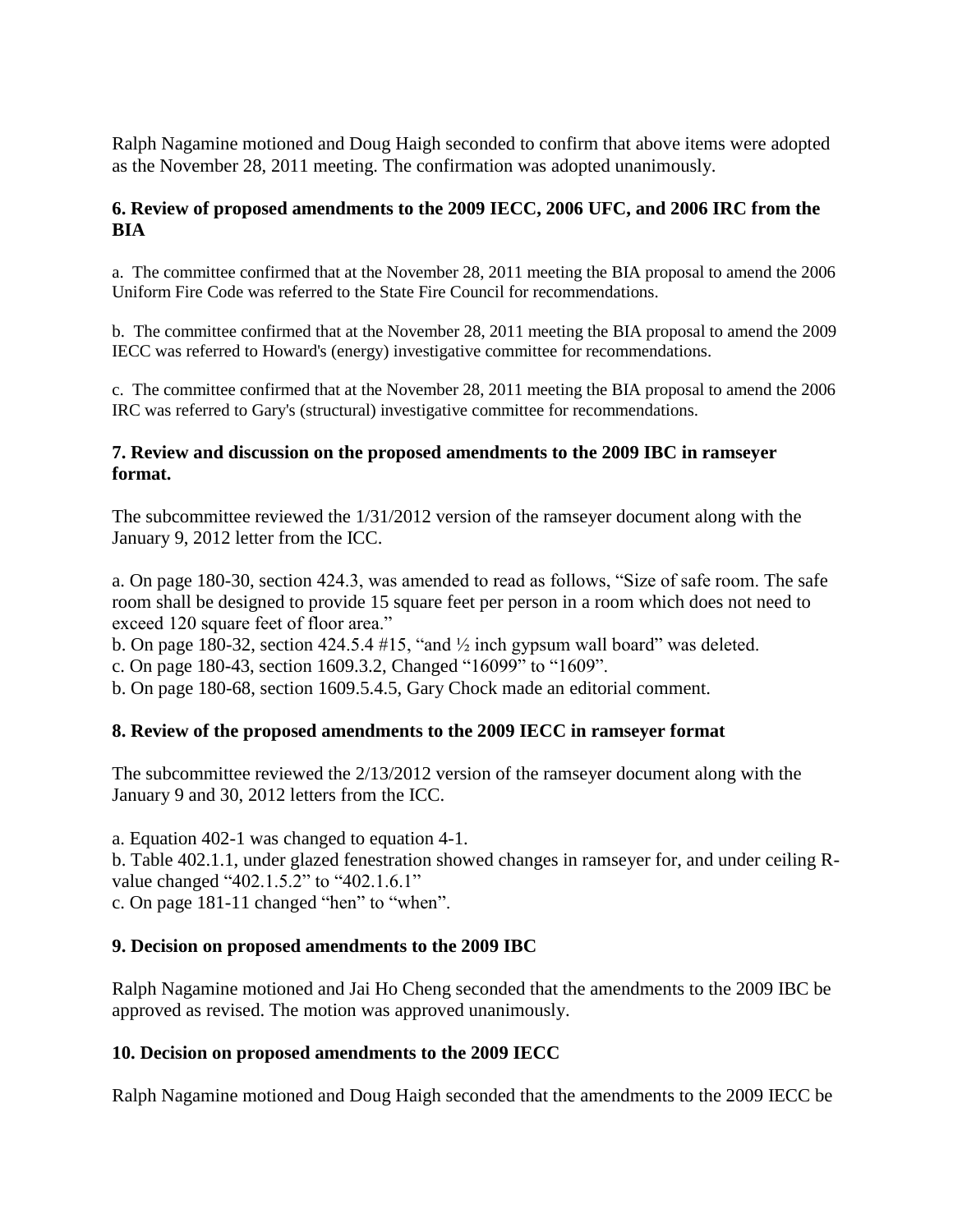Ralph Nagamine motioned and Doug Haigh seconded to confirm that above items were adopted as the November 28, 2011 meeting. The confirmation was adopted unanimously.

**6. Review of proposed amendments to the 2009 IECC, 2006 UFC, and 2006 IRC from the BIA**

a. The committee confirmed that at the November 28, 2011 meeting the BIA proposal to amend the 2006 Uniform Fire Code was referred to the State Fire Council for recommendations.

b. The committee confirmed that at the November 28, 2011 meeting the BIA proposal to amend the 2009 IECC was referred to Howard's (energy) investigative committee for recommendations.

c. The committee confirmed that at the November 28, 2011 meeting the BIA proposal to amend the 2006 IRC was referred to Gary's (structural) investigative committee for recommendations.

**7. Review and discussion on the proposed amendments to the 2009 IBC in ramseyer format.**

The subcommittee reviewed the 1/31/2012 version of the ramseyer document along with the January 9, 2012 letter from the ICC.

a. On page 180-30, section 424.3, was amended to read as follows, "Size of safe room. The safe room shall be designed to provide 15 square feet per person in a room which does not need to exceed 120 square feet of floor area."
b. On page 180-32, section 424.5.4 #15, "and ½ inch gypsum wall board" was deleted.
c. On page 180-43, section 1609.3.2, Changed "16099" to "1609".
b. On page 180-68, section 1609.5.4.5, Gary Chock made an editorial comment.

**8. Review of the proposed amendments to the 2009 IECC in ramseyer format**

The subcommittee reviewed the 2/13/2012 version of the ramseyer document along with the January 9 and 30, 2012 letters from the ICC.

a. Equation 402-1 was changed to equation 4-1.
b. Table 402.1.1, under glazed fenestration showed changes in ramseyer for, and under ceiling R-value changed "402.1.5.2" to "402.1.6.1"
c. On page 181-11 changed "hen" to "when".

**9. Decision on proposed amendments to the 2009 IBC**

Ralph Nagamine motioned and Jai Ho Cheng seconded that the amendments to the 2009 IBC be approved as revised. The motion was approved unanimously.

**10. Decision on proposed amendments to the 2009 IECC**

Ralph Nagamine motioned and Doug Haigh seconded that the amendments to the 2009 IECC be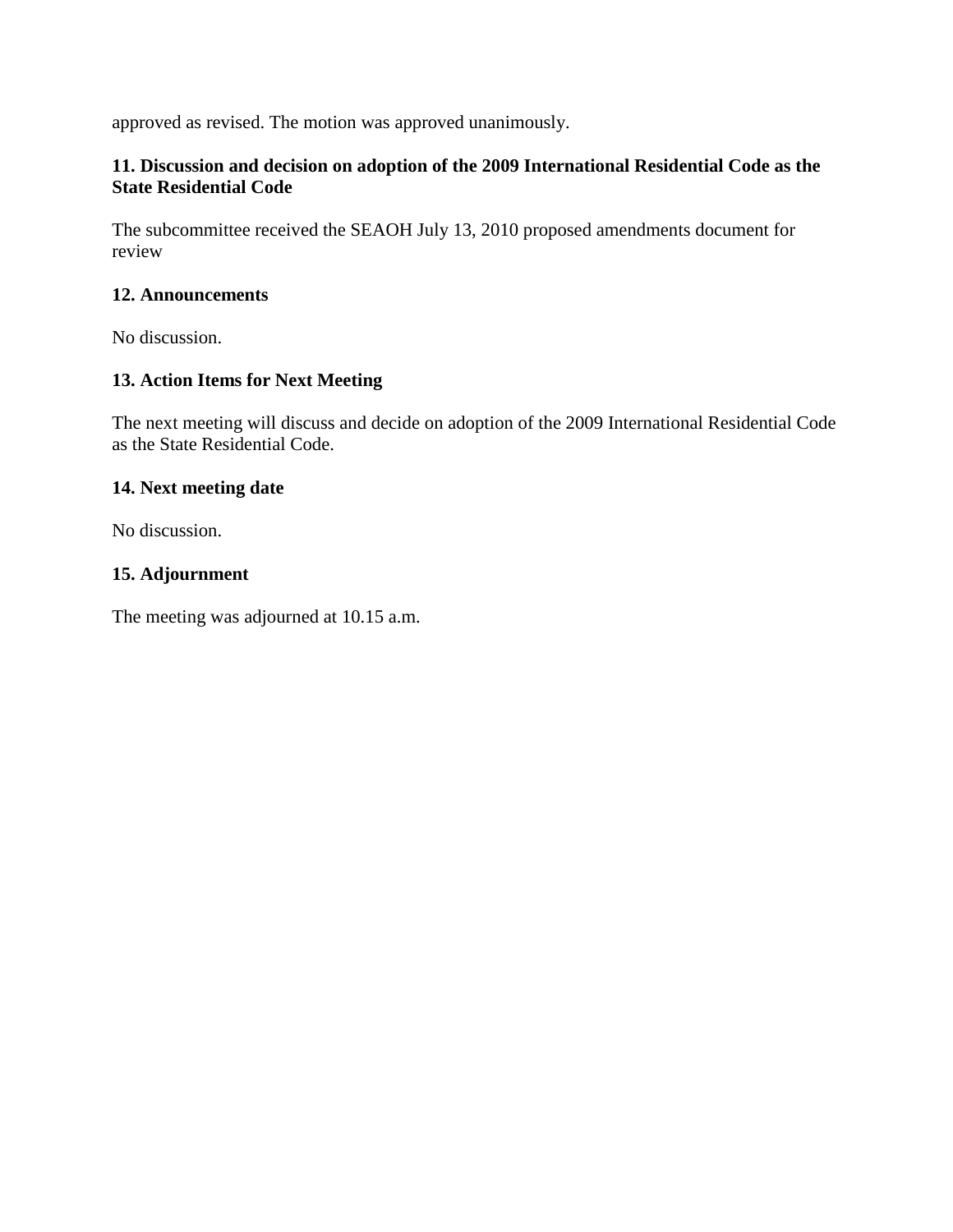approved as revised. The motion was approved unanimously.

**11. Discussion and decision on adoption of the 2009 International Residential Code as the State Residential Code**

The subcommittee received the SEAOH July 13, 2010 proposed amendments document for review

**12. Announcements**

No discussion.

**13. Action Items for Next Meeting**

The next meeting will discuss and decide on adoption of the 2009 International Residential Code as the State Residential Code.

**14. Next meeting date**

No discussion.

**15. Adjournment**

The meeting was adjourned at 10.15 a.m.